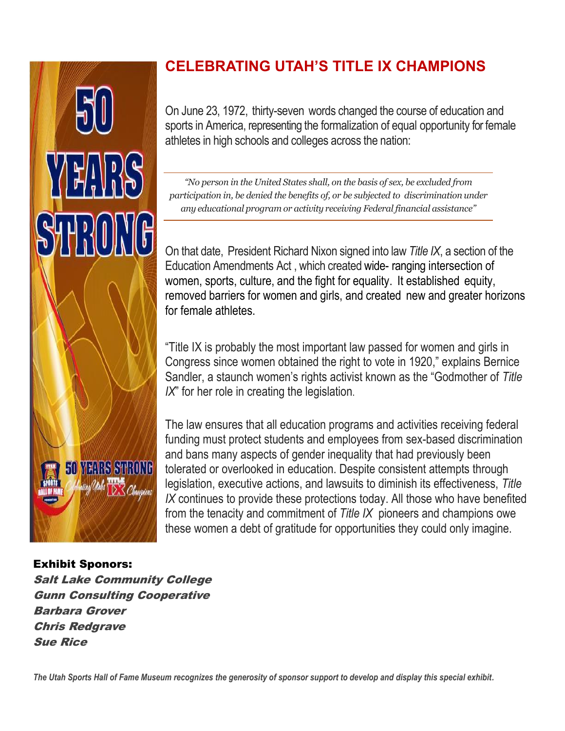# CELEBRATING UTAH'S TITLE IX CHAMPIONS

On June 23, 1972, thirty-seven words changed the course of education and sports in America, representing the formalization of equal opportunity for female athletes in high schools and colleges across the nation:

> *"No person in the United States shall, on the basis of sex, be excluded from participation in, be denied the benefits of, or be subjected to discrimination under any educational program or activity receiving Federal financial assistance"*

On that date, President Richard Nixon signed into law *Title IX*, a section of the Education Amendments Act , which created wide- ranging intersection of women, sports, culture, and the fight for equality. It established equity, removed barriers for women and girls, and created new and greater horizons for female athletes.

"Title IX is probably the most important law passed for women and girls in Congress since women obtained the right to vote in 1920," explains Bernice Sandler, a staunch women's rights activist known as the "Godmother of *Title IX*" for her role in creating the legislation.

The law ensures that all education programs and activities receiving federal funding must protect students and employees from sex-based discrimination and bans many aspects of gender inequality that had previously been tolerated or overlooked in education. Despite consistent attempts through legislation, executive actions, and lawsuits to diminish its effectiveness, *Title IX* continues to provide these protections today. All those who have benefited from the tenacity and commitment of *Title IX* pioneers and champions owe these women a debt of gratitude for opportunities they could only imagine.

**Exhibit Sponors:**

***Salt Lake Community College***
***Gunn Consulting Cooperative***
***Barbara Grover***
***Chris Redgrave***
***Sue Rice***

***The Utah Sports Hall of Fame Museum recognizes the generosity of sponsor support to develop and display this special exhibit.***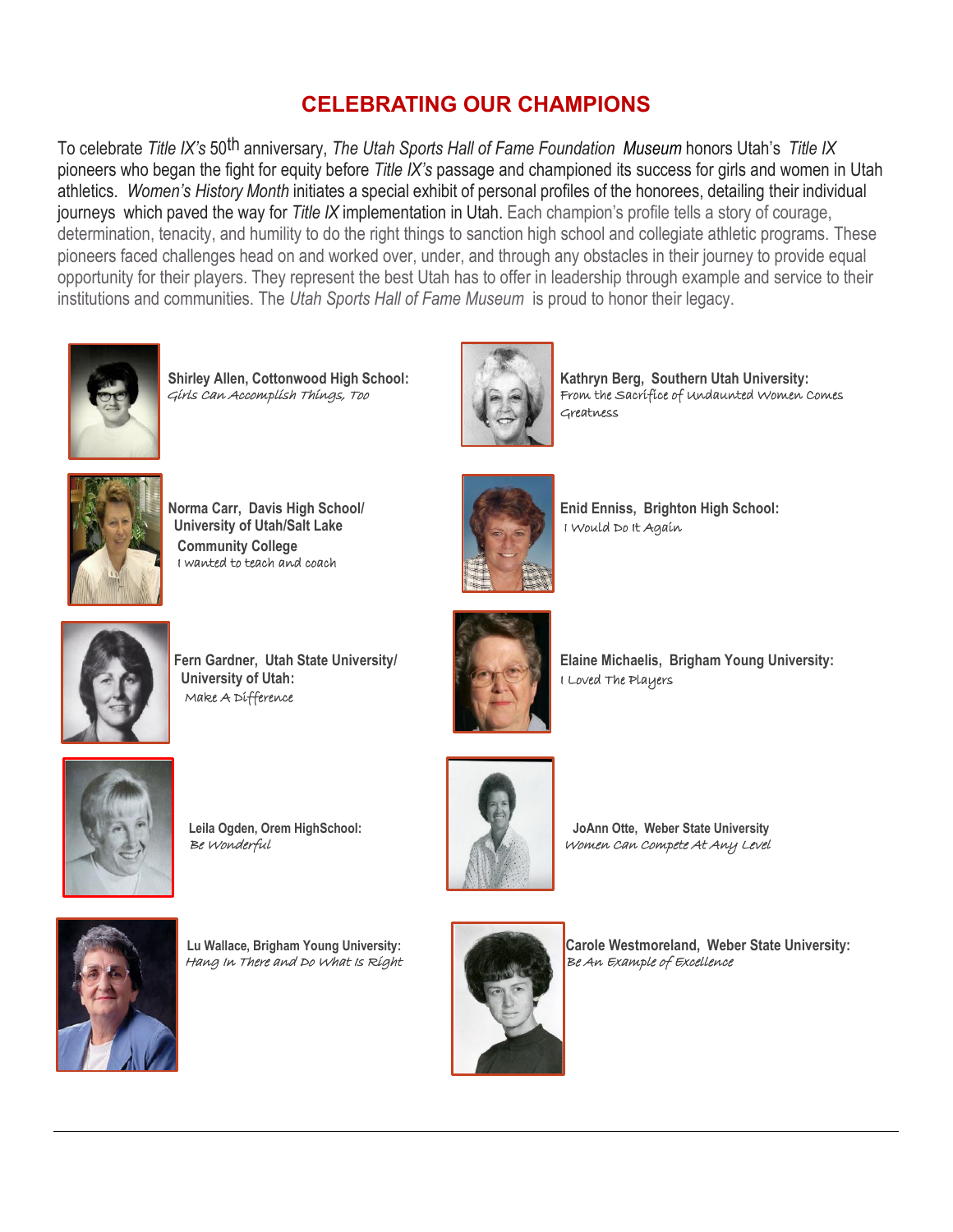# CELEBRATING OUR CHAMPIONS

To celebrate *Title IX's* 50th anniversary, *The Utah Sports Hall of Fame Foundation Museum* honors Utah's *Title IX* pioneers who began the fight for equity before *Title IX's* passage and championed its success for girls and women in Utah athletics. *Women's History Month* initiates a special exhibit of personal profiles of the honorees, detailing their individual journeys which paved the way for *Title IX* implementation in Utah. Each champion's profile tells a story of courage, determination, tenacity, and humility to do the right things to sanction high school and collegiate athletic programs. These pioneers faced challenges head on and worked over, under, and through any obstacles in their journey to provide equal opportunity for their players. They represent the best Utah has to offer in leadership through example and service to their institutions and communities. The *Utah Sports Hall of Fame Museum* is proud to honor their legacy.

**Shirley Allen, Cottonwood High School:**
*Girls Can Accomplish Things, Too*

**Kathryn Berg, Southern Utah University:**
*From the Sacrifice of Undaunted Women Comes Greatness*

**Norma Carr, Davis High School/ University of Utah/Salt Lake Community College**
*I wanted to teach and coach*

**Enid Enniss, Brighton High School:**
*I Would Do It Again*

**Fern Gardner, Utah State University/ University of Utah:**
*Make A Difference*

**Elaine Michaelis, Brigham Young University:**
*I Loved The Players*

**Leila Ogden, Orem HighSchool:**
*Be Wonderful*

**JoAnn Otte, Weber State University**
*Women Can Compete At Any Level*

**Lu Wallace, Brigham Young University:**
*Hang In There and Do What Is Right*

**Carole Westmoreland, Weber State University:**
*Be An Example of Excellence*